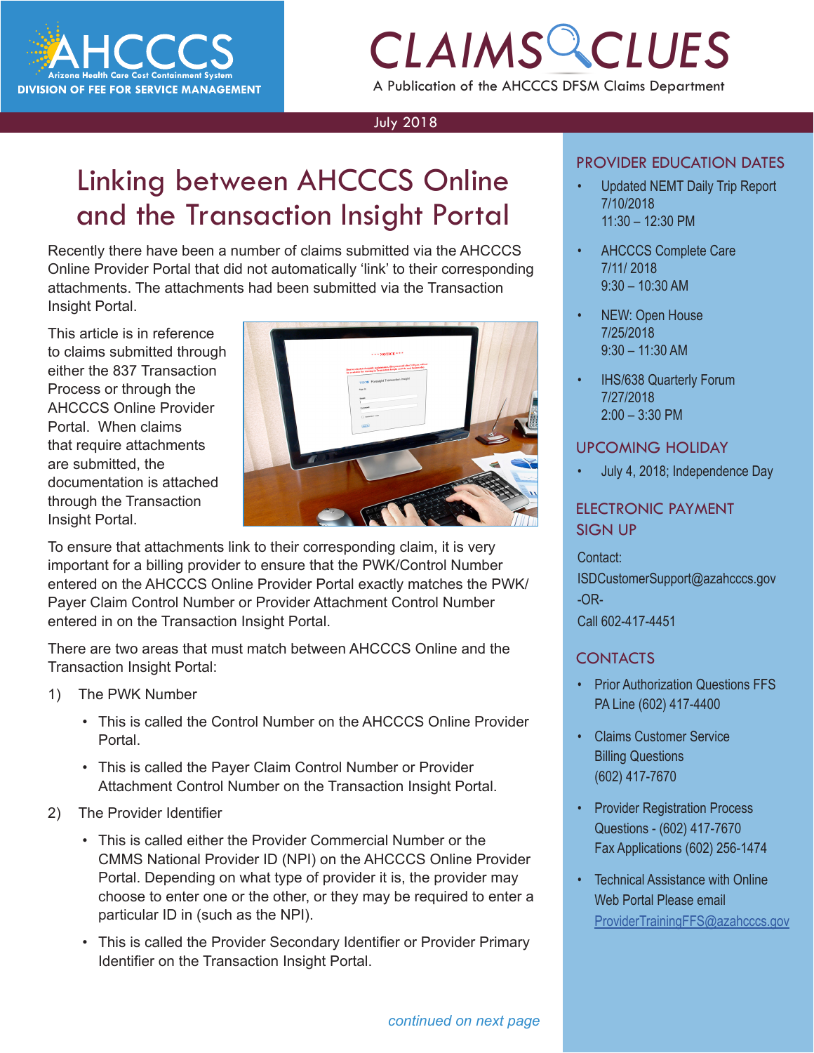AHCCCS
Arizona Health Care Cost Containment System
DIVISION OF FEE FOR SERVICE MANAGEMENT

# CLAIMS CLUES

A Publication of the AHCCCS DFSM Claims Department

July 2018

## Linking between AHCCCS Online and the Transaction Insight Portal

Recently there have been a number of claims submitted via the AHCCCS Online Provider Portal that did not automatically 'link' to their corresponding attachments. The attachments had been submitted via the Transaction Insight Portal.

This article is in reference to claims submitted through either the 837 Transaction Process or through the AHCCCS Online Provider Portal. When claims that require attachments are submitted, the documentation is attached through the Transaction Insight Portal.

To ensure that attachments link to their corresponding claim, it is very important for a billing provider to ensure that the PWK/Control Number entered on the AHCCCS Online Provider Portal exactly matches the PWK/ Payer Claim Control Number or Provider Attachment Control Number entered in on the Transaction Insight Portal.

There are two areas that must match between AHCCCS Online and the Transaction Insight Portal:

1) The PWK Number
   - This is called the Control Number on the AHCCCS Online Provider Portal.
   - This is called the Payer Claim Control Number or Provider Attachment Control Number on the Transaction Insight Portal.
2) The Provider Identifier
   - This is called either the Provider Commercial Number or the CMMS National Provider ID (NPI) on the AHCCCS Online Provider Portal. Depending on what type of provider it is, the provider may choose to enter one or the other, or they may be required to enter a particular ID in (such as the NPI).
   - This is called the Provider Secondary Identifier or Provider Primary Identifier on the Transaction Insight Portal.

*continued on next page*

### PROVIDER EDUCATION DATES

- Updated NEMT Daily Trip Report
  7/10/2018
  11:30 – 12:30 PM
- AHCCCS Complete Care
  7/11/ 2018
  9:30 – 10:30 AM
- NEW: Open House
  7/25/2018
  9:30 – 11:30 AM
- IHS/638 Quarterly Forum
  7/27/2018
  2:00 – 3:30 PM

### UPCOMING HOLIDAY

- July 4, 2018; Independence Day

### ELECTRONIC PAYMENT SIGN UP

Contact:
ISDCustomerSupport@azahcccs.gov
-OR-
Call 602-417-4451

### CONTACTS

- Prior Authorization Questions FFS
  PA Line (602) 417-4400
- Claims Customer Service
  Billing Questions
  (602) 417-7670
- Provider Registration Process
  Questions - (602) 417-7670
  Fax Applications (602) 256-1474
- Technical Assistance with Online
  Web Portal Please email
  ProviderTrainingFFS@azahcccs.gov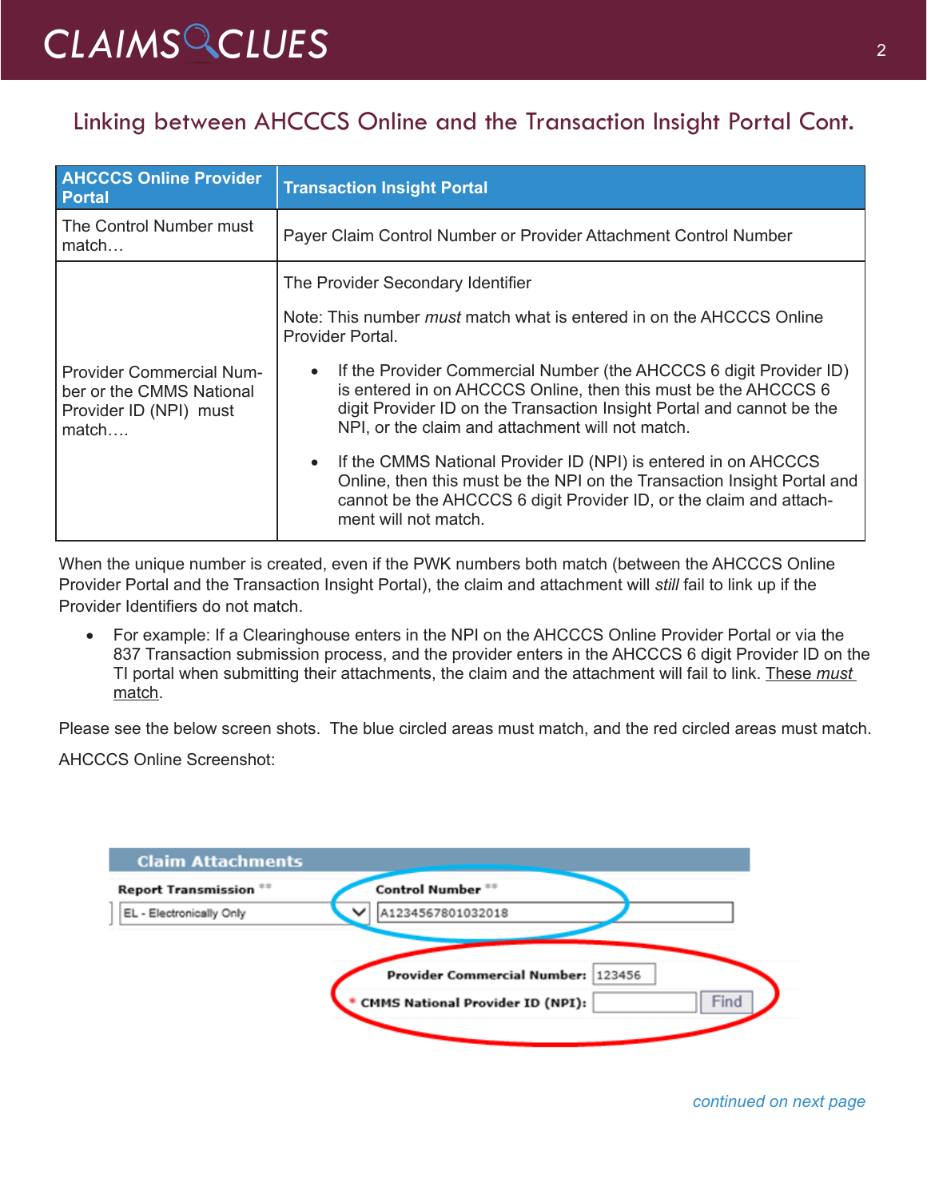## Linking between AHCCCS Online and the Transaction Insight Portal Cont.

| AHCCCS Online Provider Portal | Transaction Insight Portal |
|---|---|
| The Control Number must match… | Payer Claim Control Number or Provider Attachment Control Number |
| Provider Commercial Number or the CMMS National Provider ID (NPI) must match…. | The Provider Secondary Identifier<br><br>Note: This number *must* match what is entered in on the AHCCCS Online Provider Portal.<br><br>• If the Provider Commercial Number (the AHCCCS 6 digit Provider ID) is entered in on AHCCCS Online, then this must be the AHCCCS 6 digit Provider ID on the Transaction Insight Portal and cannot be the NPI, or the claim and attachment will not match.<br><br>• If the CMMS National Provider ID (NPI) is entered in on AHCCCS Online, then this must be the NPI on the Transaction Insight Portal and cannot be the AHCCCS 6 digit Provider ID, or the claim and attachment will not match. |

When the unique number is created, even if the PWK numbers both match (between the AHCCCS Online Provider Portal and the Transaction Insight Portal), the claim and attachment will *still* fail to link up if the Provider Identifiers do not match.

- For example: If a Clearinghouse enters in the NPI on the AHCCCS Online Provider Portal or via the 837 Transaction submission process, and the provider enters in the AHCCCS 6 digit Provider ID on the TI portal when submitting their attachments, the claim and the attachment will fail to link. These *must* match.

Please see the below screen shots. The blue circled areas must match, and the red circled areas must match.

AHCCCS Online Screenshot:

**Claim Attachments**

Report Transmission ** | Control Number **
EL - Electronically Only | A123456780103201​8

Provider Commercial Number: 123456
* CMMS National Provider ID (NPI): [ ] Find

*continued on next page*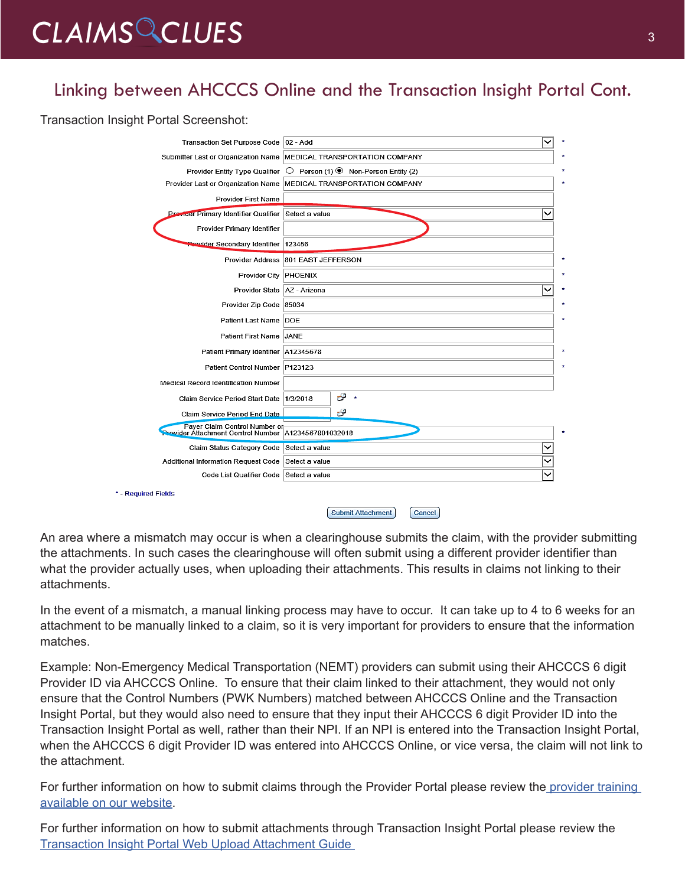## Linking between AHCCCS Online and the Transaction Insight Portal Cont.

Transaction Insight Portal Screenshot:

| Field | Value | |
|---|---|---|
| Transaction Set Purpose Code | 02 - Add | * |
| Submitter Last or Organization Name | MEDICAL TRANSPORTATION COMPANY | * |
| Provider Entity Type Qualifier | ○ Person (1) ◉ Non-Person Entity (2) | * |
| Provider Last or Organization Name | MEDICAL TRANSPORTATION COMPANY | * |
| Provider First Name | | |
| Provider Primary Identifier Qualifier | Select a value | |
| Provider Primary Identifier | | |
| Provider Secondary Identifier | 123456 | |
| Provider Address | 801 EAST JEFFERSON | * |
| Provider City | PHOENIX | * |
| Provider State | AZ - Arizona | * |
| Provider Zip Code | 85034 | * |
| Patient Last Name | DOE | * |
| Patient First Name | JANE | |
| Patient Primary Identifier | A12345678 | * |
| Patient Control Number | P123123 | * |
| Medical Record Identification Number | | |
| Claim Service Period Start Date | 1/3/2018 | * |
| Claim Service Period End Date | | |
| Payer Claim Control Number or Provider Attachment Control Number | A1234567801032018 | * |
| Claim Status Category Code | Select a value | |
| Additional Information Request Code | Select a value | |
| Code List Qualifier Code | Select a value | |

* - Required Fields

Submit Attachment | Cancel

An area where a mismatch may occur is when a clearinghouse submits the claim, with the provider submitting the attachments. In such cases the clearinghouse will often submit using a different provider identifier than what the provider actually uses, when uploading their attachments. This results in claims not linking to their attachments.

In the event of a mismatch, a manual linking process may have to occur. It can take up to 4 to 6 weeks for an attachment to be manually linked to a claim, so it is very important for providers to ensure that the information matches.

Example: Non-Emergency Medical Transportation (NEMT) providers can submit using their AHCCCS 6 digit Provider ID via AHCCCS Online. To ensure that their claim linked to their attachment, they would not only ensure that the Control Numbers (PWK Numbers) matched between AHCCCS Online and the Transaction Insight Portal, but they would also need to ensure that they input their AHCCCS 6 digit Provider ID into the Transaction Insight Portal as well, rather than their NPI. If an NPI is entered into the Transaction Insight Portal, when the AHCCCS 6 digit Provider ID was entered into AHCCCS Online, or vice versa, the claim will not link to the attachment.

For further information on how to submit claims through the Provider Portal please review the provider training available on our website.

For further information on how to submit attachments through Transaction Insight Portal please review the Transaction Insight Portal Web Upload Attachment Guide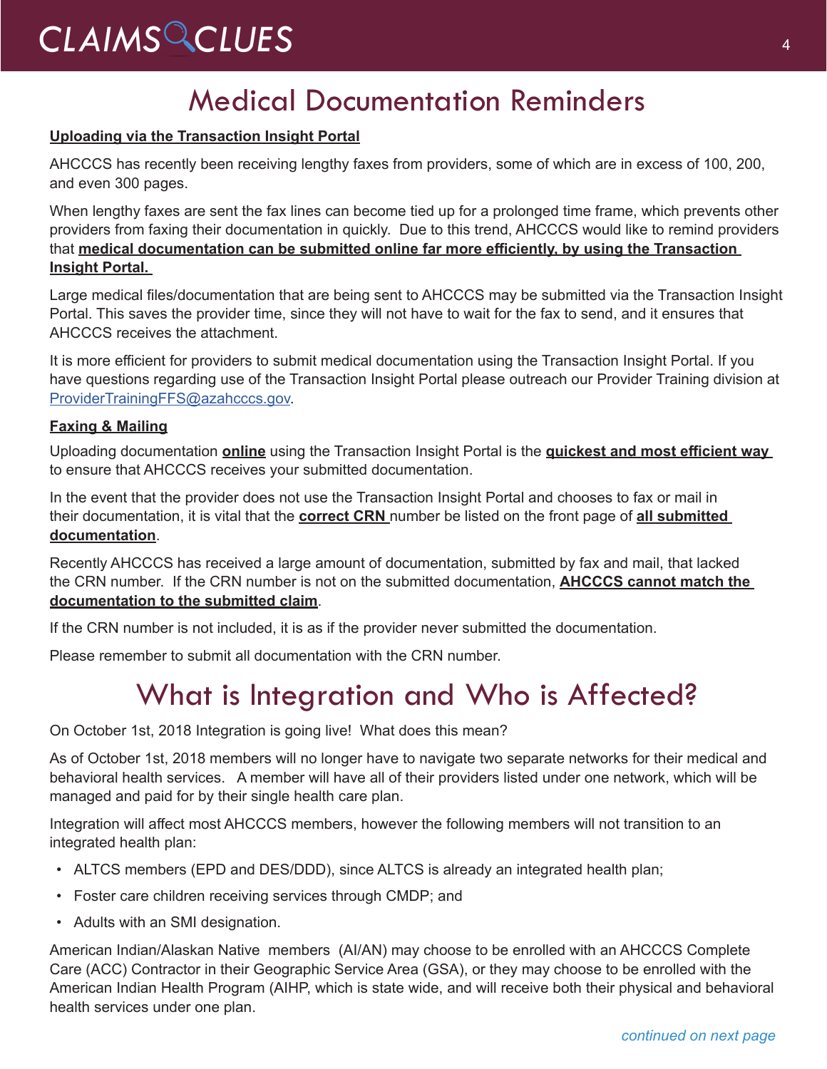# Medical Documentation Reminders

**Uploading via the Transaction Insight Portal**

AHCCCS has recently been receiving lengthy faxes from providers, some of which are in excess of 100, 200, and even 300 pages.

When lengthy faxes are sent the fax lines can become tied up for a prolonged time frame, which prevents other providers from faxing their documentation in quickly. Due to this trend, AHCCCS would like to remind providers that **medical documentation can be submitted online far more efficiently, by using the Transaction Insight Portal.**

Large medical files/documentation that are being sent to AHCCCS may be submitted via the Transaction Insight Portal. This saves the provider time, since they will not have to wait for the fax to send, and it ensures that AHCCCS receives the attachment.

It is more efficient for providers to submit medical documentation using the Transaction Insight Portal. If you have questions regarding use of the Transaction Insight Portal please outreach our Provider Training division at ProviderTrainingFFS@azahcccs.gov.

**Faxing & Mailing**

Uploading documentation **online** using the Transaction Insight Portal is the **quickest and most efficient way** to ensure that AHCCCS receives your submitted documentation.

In the event that the provider does not use the Transaction Insight Portal and chooses to fax or mail in their documentation, it is vital that the **correct CRN** number be listed on the front page of **all submitted documentation**.

Recently AHCCCS has received a large amount of documentation, submitted by fax and mail, that lacked the CRN number. If the CRN number is not on the submitted documentation, **AHCCCS cannot match the documentation to the submitted claim**.

If the CRN number is not included, it is as if the provider never submitted the documentation.

Please remember to submit all documentation with the CRN number.

# What is Integration and Who is Affected?

On October 1st, 2018 Integration is going live! What does this mean?

As of October 1st, 2018 members will no longer have to navigate two separate networks for their medical and behavioral health services. A member will have all of their providers listed under one network, which will be managed and paid for by their single health care plan.

Integration will affect most AHCCCS members, however the following members will not transition to an integrated health plan:

- ALTCS members (EPD and DES/DDD), since ALTCS is already an integrated health plan;
- Foster care children receiving services through CMDP; and
- Adults with an SMI designation.

American Indian/Alaskan Native members (AI/AN) may choose to be enrolled with an AHCCCS Complete Care (ACC) Contractor in their Geographic Service Area (GSA), or they may choose to be enrolled with the American Indian Health Program (AIHP, which is state wide, and will receive both their physical and behavioral health services under one plan.

*continued on next page*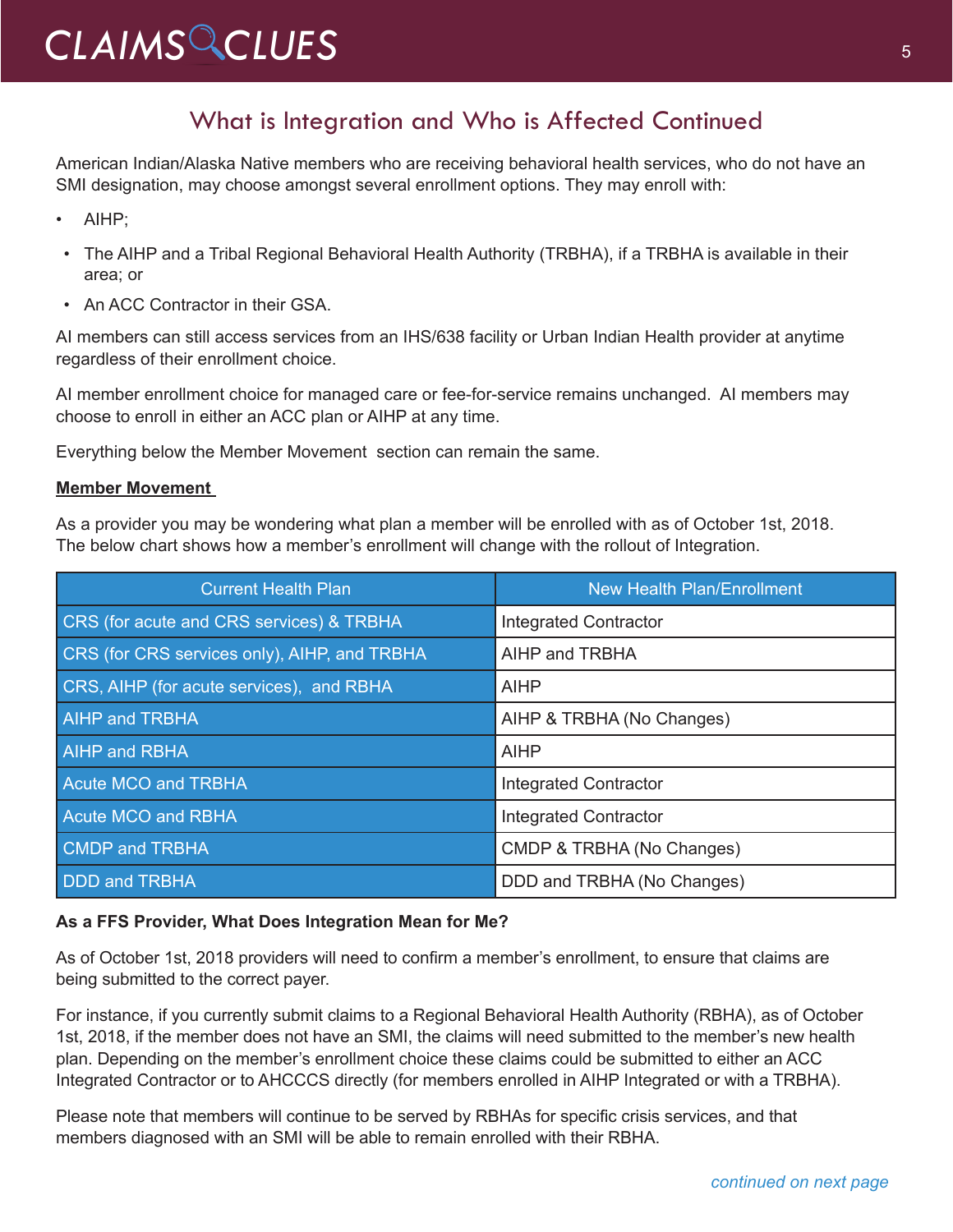## What is Integration and Who is Affected Continued

American Indian/Alaska Native members who are receiving behavioral health services, who do not have an SMI designation, may choose amongst several enrollment options. They may enroll with:

- AIHP;
- The AIHP and a Tribal Regional Behavioral Health Authority (TRBHA), if a TRBHA is available in their area; or
- An ACC Contractor in their GSA.

AI members can still access services from an IHS/638 facility or Urban Indian Health provider at anytime regardless of their enrollment choice.

AI member enrollment choice for managed care or fee-for-service remains unchanged. AI members may choose to enroll in either an ACC plan or AIHP at any time.

Everything below the Member Movement section can remain the same.

**Member Movement**

As a provider you may be wondering what plan a member will be enrolled with as of October 1st, 2018. The below chart shows how a member's enrollment will change with the rollout of Integration.

| Current Health Plan | New Health Plan/Enrollment |
|---|---|
| CRS (for acute and CRS services) & TRBHA | Integrated Contractor |
| CRS (for CRS services only), AIHP, and TRBHA | AIHP and TRBHA |
| CRS, AIHP (for acute services), and RBHA | AIHP |
| AIHP and TRBHA | AIHP & TRBHA (No Changes) |
| AIHP and RBHA | AIHP |
| Acute MCO and TRBHA | Integrated Contractor |
| Acute MCO and RBHA | Integrated Contractor |
| CMDP and TRBHA | CMDP & TRBHA (No Changes) |
| DDD and TRBHA | DDD and TRBHA (No Changes) |

**As a FFS Provider, What Does Integration Mean for Me?**

As of October 1st, 2018 providers will need to confirm a member's enrollment, to ensure that claims are being submitted to the correct payer.

For instance, if you currently submit claims to a Regional Behavioral Health Authority (RBHA), as of October 1st, 2018, if the member does not have an SMI, the claims will need submitted to the member's new health plan. Depending on the member's enrollment choice these claims could be submitted to either an ACC Integrated Contractor or to AHCCCS directly (for members enrolled in AIHP Integrated or with a TRBHA).

Please note that members will continue to be served by RBHAs for specific crisis services, and that members diagnosed with an SMI will be able to remain enrolled with their RBHA.

*continued on next page*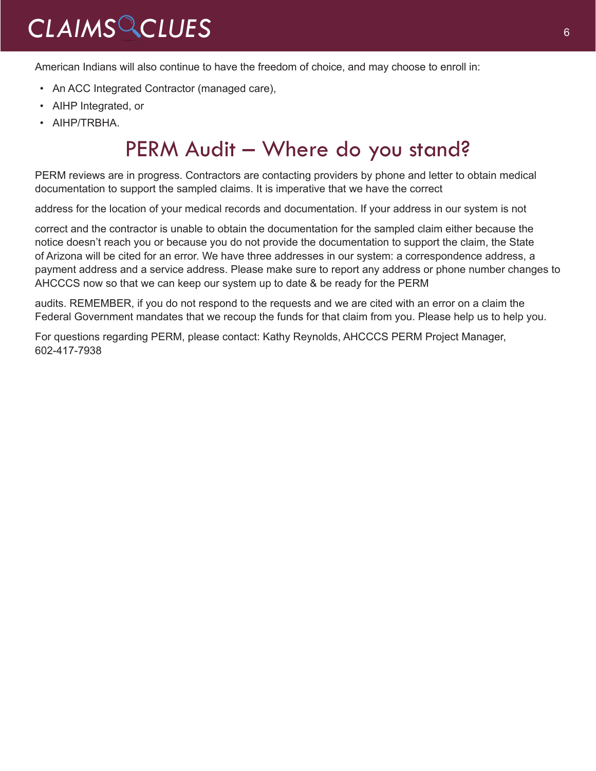American Indians will also continue to have the freedom of choice, and may choose to enroll in:

- An ACC Integrated Contractor (managed care),
- AIHP Integrated, or
- AIHP/TRBHA.

## PERM Audit – Where do you stand?

PERM reviews are in progress. Contractors are contacting providers by phone and letter to obtain medical documentation to support the sampled claims. It is imperative that we have the correct

address for the location of your medical records and documentation. If your address in our system is not

correct and the contractor is unable to obtain the documentation for the sampled claim either because the notice doesn't reach you or because you do not provide the documentation to support the claim, the State of Arizona will be cited for an error. We have three addresses in our system: a correspondence address, a payment address and a service address. Please make sure to report any address or phone number changes to AHCCCS now so that we can keep our system up to date & be ready for the PERM

audits. REMEMBER, if you do not respond to the requests and we are cited with an error on a claim the Federal Government mandates that we recoup the funds for that claim from you. Please help us to help you.

For questions regarding PERM, please contact: Kathy Reynolds, AHCCCS PERM Project Manager, 602-417-7938